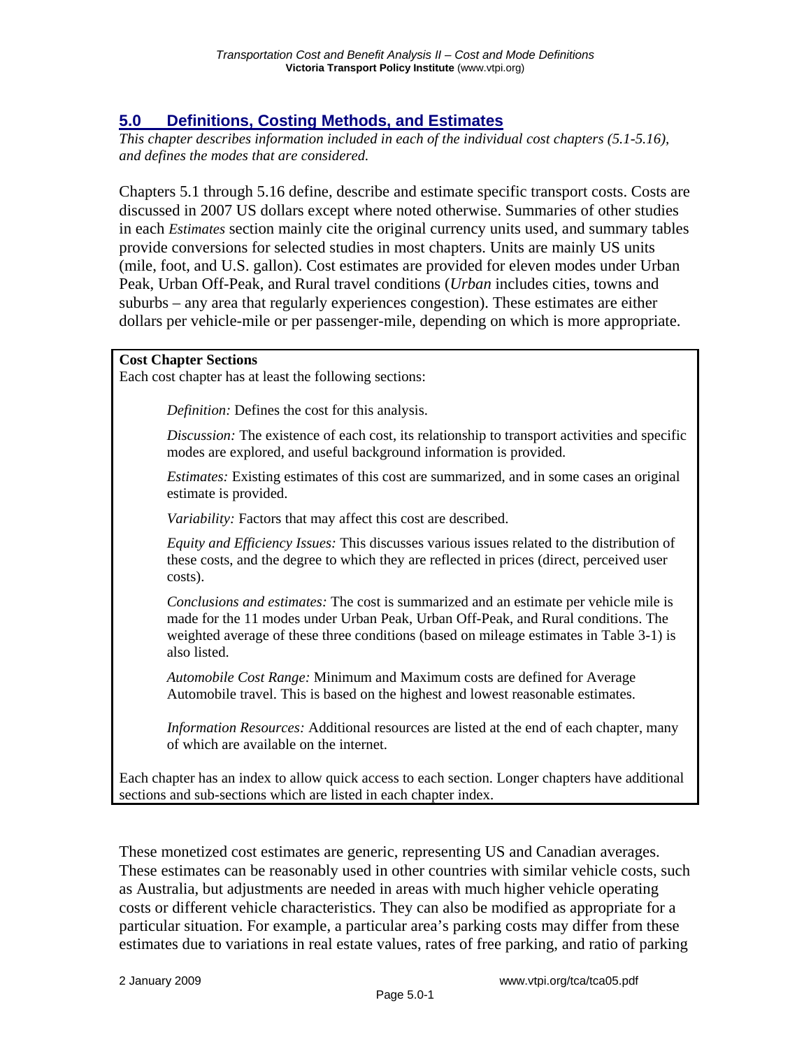## 5.0 Definitions, Costing Methods, and Estimates

*This chapter describes information included in each of the individual cost chapters (5.1-5.16), and defines the modes that are considered.*

Chapters 5.1 through 5.16 define, describe and estimate specific transport costs. Costs are discussed in 2007 US dollars except where noted otherwise. Summaries of other studies in each *Estimates* section mainly cite the original currency units used, and summary tables provide conversions for selected studies in most chapters. Units are mainly US units (mile, foot, and U.S. gallon). Cost estimates are provided for eleven modes under Urban Peak, Urban Off-Peak, and Rural travel conditions (*Urban* includes cities, towns and suburbs – any area that regularly experiences congestion). These estimates are either dollars per vehicle-mile or per passenger-mile, depending on which is more appropriate.

> **Cost Chapter Sections**
> Each cost chapter has at least the following sections:
>
> *Definition:* Defines the cost for this analysis.
>
> *Discussion:* The existence of each cost, its relationship to transport activities and specific modes are explored, and useful background information is provided.
>
> *Estimates:* Existing estimates of this cost are summarized, and in some cases an original estimate is provided.
>
> *Variability:* Factors that may affect this cost are described.
>
> *Equity and Efficiency Issues:* This discusses various issues related to the distribution of these costs, and the degree to which they are reflected in prices (direct, perceived user costs).
>
> *Conclusions and estimates:* The cost is summarized and an estimate per vehicle mile is made for the 11 modes under Urban Peak, Urban Off-Peak, and Rural conditions. The weighted average of these three conditions (based on mileage estimates in Table 3-1) is also listed.
>
> *Automobile Cost Range:* Minimum and Maximum costs are defined for Average Automobile travel. This is based on the highest and lowest reasonable estimates.
>
> *Information Resources:* Additional resources are listed at the end of each chapter, many of which are available on the internet.
>
> Each chapter has an index to allow quick access to each section. Longer chapters have additional sections and sub-sections which are listed in each chapter index.

These monetized cost estimates are generic, representing US and Canadian averages. These estimates can be reasonably used in other countries with similar vehicle costs, such as Australia, but adjustments are needed in areas with much higher vehicle operating costs or different vehicle characteristics. They can also be modified as appropriate for a particular situation. For example, a particular area's parking costs may differ from these estimates due to variations in real estate values, rates of free parking, and ratio of parking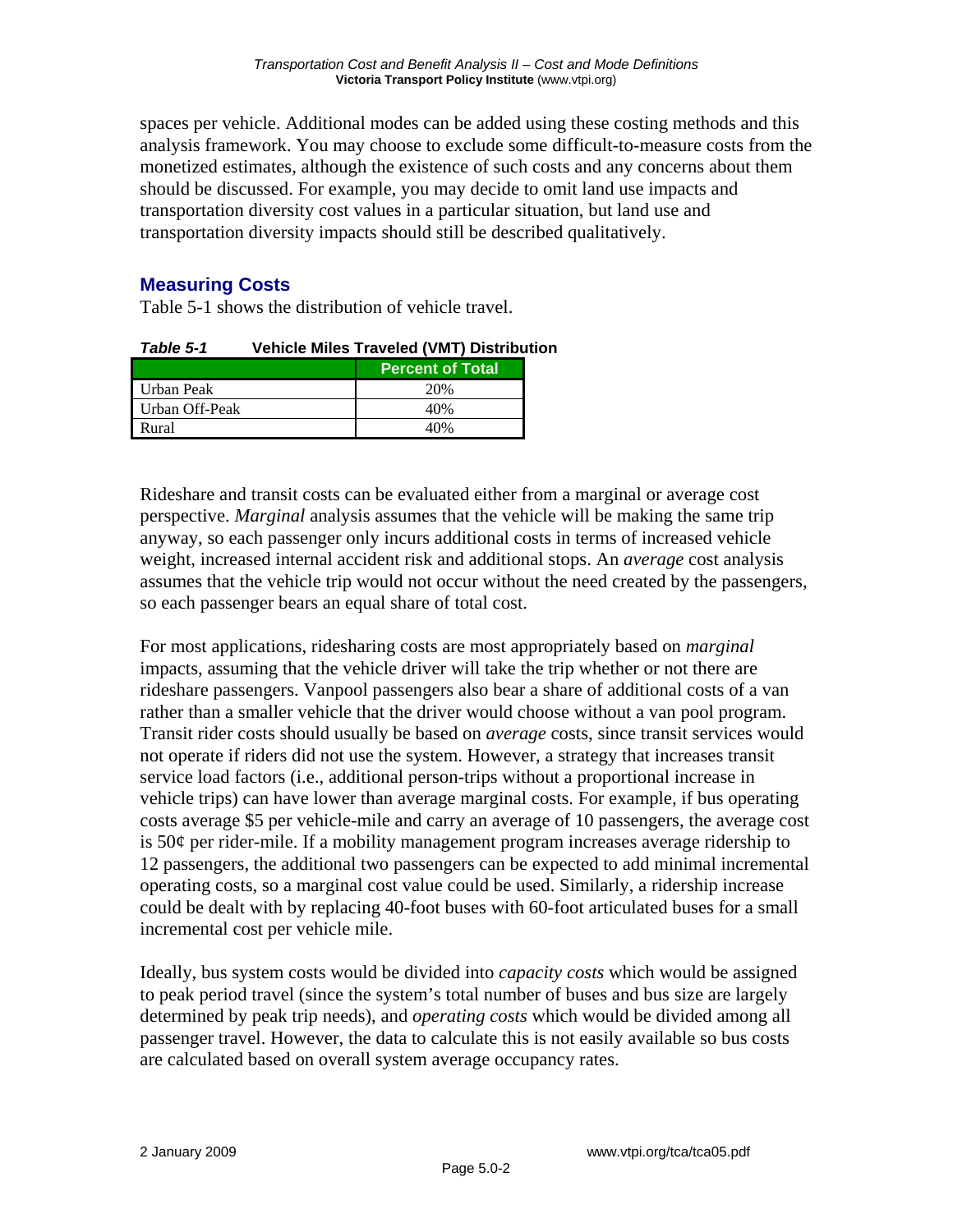spaces per vehicle. Additional modes can be added using these costing methods and this analysis framework. You may choose to exclude some difficult-to-measure costs from the monetized estimates, although the existence of such costs and any concerns about them should be discussed. For example, you may decide to omit land use impacts and transportation diversity cost values in a particular situation, but land use and transportation diversity impacts should still be described qualitatively.

## Measuring Costs

Table 5-1 shows the distribution of vehicle travel.

***Table 5-1*** **Vehicle Miles Traveled (VMT) Distribution**

| | Percent of Total |
|---|---|
| Urban Peak | 20% |
| Urban Off-Peak | 40% |
| Rural | 40% |

Rideshare and transit costs can be evaluated either from a marginal or average cost perspective. *Marginal* analysis assumes that the vehicle will be making the same trip anyway, so each passenger only incurs additional costs in terms of increased vehicle weight, increased internal accident risk and additional stops. An *average* cost analysis assumes that the vehicle trip would not occur without the need created by the passengers, so each passenger bears an equal share of total cost.

For most applications, ridesharing costs are most appropriately based on *marginal* impacts, assuming that the vehicle driver will take the trip whether or not there are rideshare passengers. Vanpool passengers also bear a share of additional costs of a van rather than a smaller vehicle that the driver would choose without a van pool program. Transit rider costs should usually be based on *average* costs, since transit services would not operate if riders did not use the system. However, a strategy that increases transit service load factors (i.e., additional person-trips without a proportional increase in vehicle trips) can have lower than average marginal costs. For example, if bus operating costs average $5 per vehicle-mile and carry an average of 10 passengers, the average cost is 50¢ per rider-mile. If a mobility management program increases average ridership to 12 passengers, the additional two passengers can be expected to add minimal incremental operating costs, so a marginal cost value could be used. Similarly, a ridership increase could be dealt with by replacing 40-foot buses with 60-foot articulated buses for a small incremental cost per vehicle mile.

Ideally, bus system costs would be divided into *capacity costs* which would be assigned to peak period travel (since the system's total number of buses and bus size are largely determined by peak trip needs), and *operating costs* which would be divided among all passenger travel. However, the data to calculate this is not easily available so bus costs are calculated based on overall system average occupancy rates.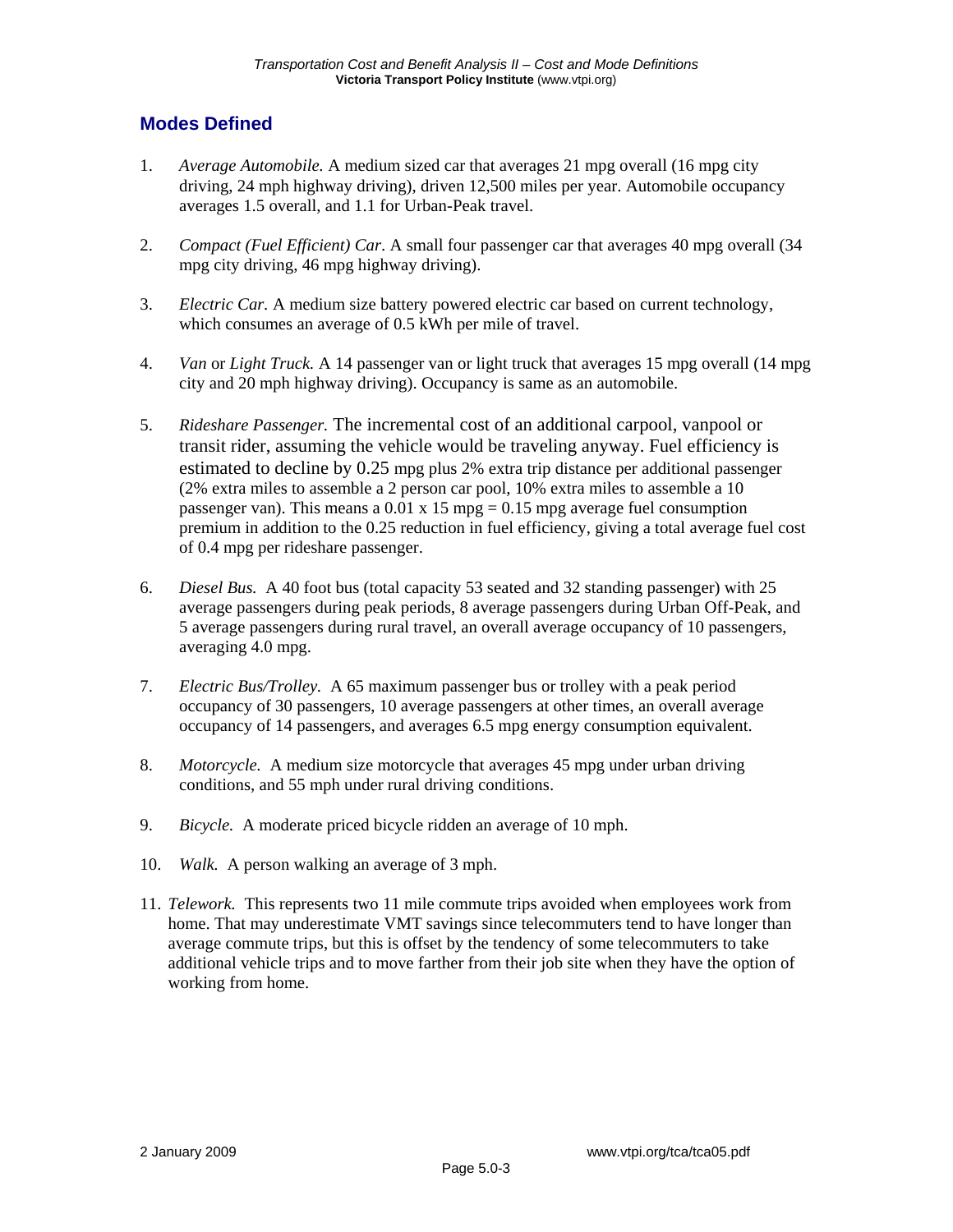## Modes Defined

1. *Average Automobile.* A medium sized car that averages 21 mpg overall (16 mpg city driving, 24 mph highway driving), driven 12,500 miles per year. Automobile occupancy averages 1.5 overall, and 1.1 for Urban-Peak travel.

2. *Compact (Fuel Efficient) Car*. A small four passenger car that averages 40 mpg overall (34 mpg city driving, 46 mpg highway driving).

3. *Electric Car.* A medium size battery powered electric car based on current technology, which consumes an average of 0.5 kWh per mile of travel.

4. *Van* or *Light Truck.* A 14 passenger van or light truck that averages 15 mpg overall (14 mpg city and 20 mph highway driving). Occupancy is same as an automobile.

5. *Rideshare Passenger.* The incremental cost of an additional carpool, vanpool or transit rider, assuming the vehicle would be traveling anyway. Fuel efficiency is estimated to decline by 0.25 mpg plus 2% extra trip distance per additional passenger (2% extra miles to assemble a 2 person car pool, 10% extra miles to assemble a 10 passenger van). This means a 0.01 x 15 mpg = 0.15 mpg average fuel consumption premium in addition to the 0.25 reduction in fuel efficiency, giving a total average fuel cost of 0.4 mpg per rideshare passenger.

6. *Diesel Bus.* A 40 foot bus (total capacity 53 seated and 32 standing passenger) with 25 average passengers during peak periods, 8 average passengers during Urban Off-Peak, and 5 average passengers during rural travel, an overall average occupancy of 10 passengers, averaging 4.0 mpg.

7. *Electric Bus/Trolley.* A 65 maximum passenger bus or trolley with a peak period occupancy of 30 passengers, 10 average passengers at other times, an overall average occupancy of 14 passengers, and averages 6.5 mpg energy consumption equivalent.

8. *Motorcycle.* A medium size motorcycle that averages 45 mpg under urban driving conditions, and 55 mph under rural driving conditions.

9. *Bicycle.* A moderate priced bicycle ridden an average of 10 mph.

10. *Walk.* A person walking an average of 3 mph.

11. *Telework.* This represents two 11 mile commute trips avoided when employees work from home. That may underestimate VMT savings since telecommuters tend to have longer than average commute trips, but this is offset by the tendency of some telecommuters to take additional vehicle trips and to move farther from their job site when they have the option of working from home.